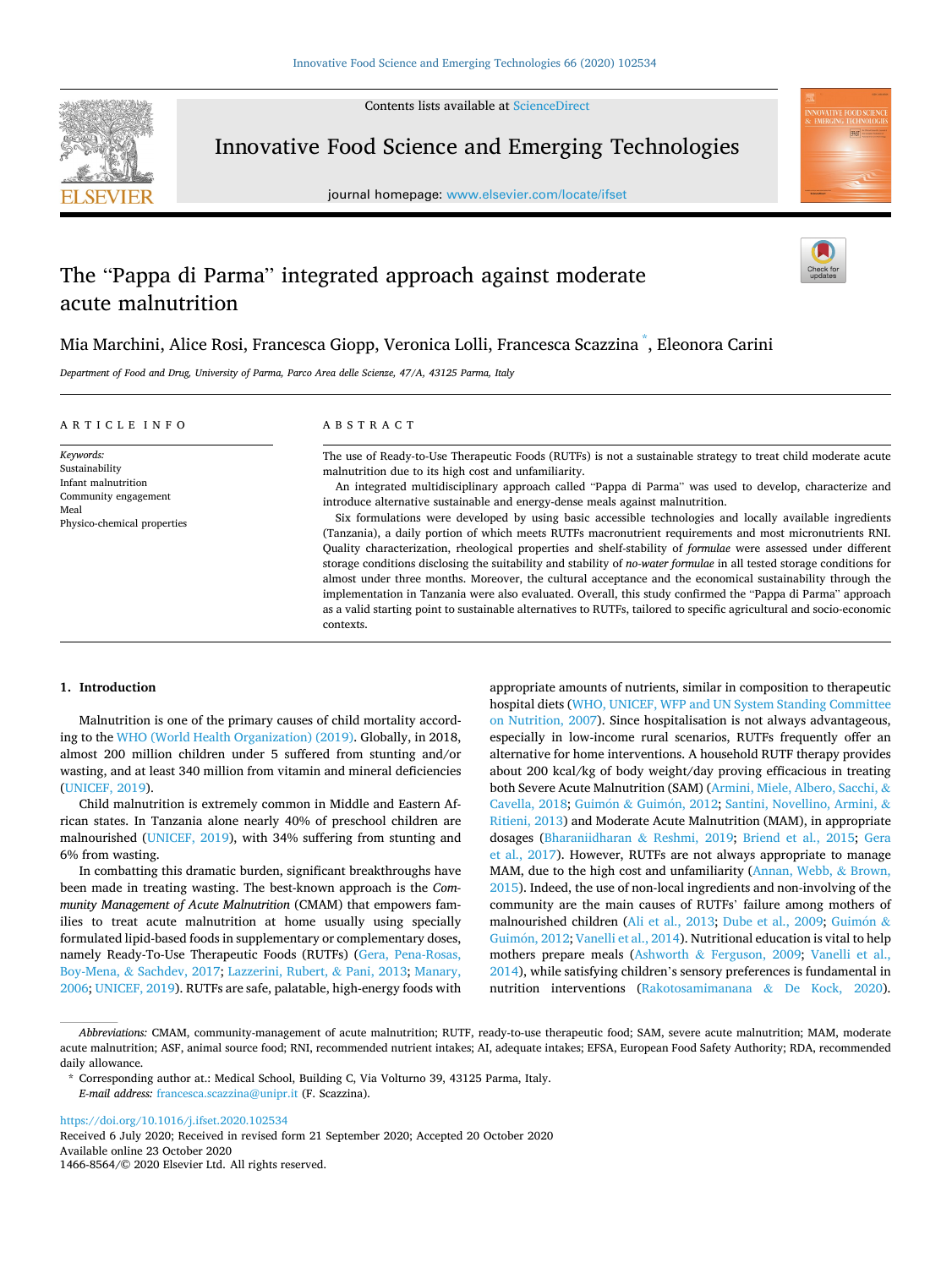# The "Pappa di Parma" integrated approach against moderate acute malnutrition

Mia Marchini, Alice Rosi, Francesca Giopp, Veronica Lolli, Francesca Scazzina *, Eleonora Carini

*Department of Food and Drug, University of Parma, Parco Area delle Scienze, 47/A, 43125 Parma, Italy*

## ARTICLE INFO

*Keywords:*
Sustainability
Infant malnutrition
Community engagement
Meal
Physico-chemical properties

## ABSTRACT

The use of Ready-to-Use Therapeutic Foods (RUTFs) is not a sustainable strategy to treat child moderate acute malnutrition due to its high cost and unfamiliarity.

An integrated multidisciplinary approach called "Pappa di Parma" was used to develop, characterize and introduce alternative sustainable and energy-dense meals against malnutrition.

Six formulations were developed by using basic accessible technologies and locally available ingredients (Tanzania), a daily portion of which meets RUTFs macronutrient requirements and most micronutrients RNI. Quality characterization, rheological properties and shelf-stability of *formulae* were assessed under different storage conditions disclosing the suitability and stability of *no-water formulae* in all tested storage conditions for almost under three months. Moreover, the cultural acceptance and the economical sustainability through the implementation in Tanzania were also evaluated. Overall, this study confirmed the "Pappa di Parma" approach as a valid starting point to sustainable alternatives to RUTFs, tailored to specific agricultural and socio-economic contexts.

## 1. Introduction

Malnutrition is one of the primary causes of child mortality according to the WHO (World Health Organization) (2019). Globally, in 2018, almost 200 million children under 5 suffered from stunting and/or wasting, and at least 340 million from vitamin and mineral deficiencies (UNICEF, 2019).

Child malnutrition is extremely common in Middle and Eastern African states. In Tanzania alone nearly 40% of preschool children are malnourished (UNICEF, 2019), with 34% suffering from stunting and 6% from wasting.

In combatting this dramatic burden, significant breakthroughs have been made in treating wasting. The best-known approach is the *Community Management of Acute Malnutrition* (CMAM) that empowers families to treat acute malnutrition at home usually using specially formulated lipid-based foods in supplementary or complementary doses, namely Ready-To-Use Therapeutic Foods (RUTFs) (Gera, Pena-Rosas, Boy-Mena, & Sachdev, 2017; Lazzerini, Rubert, & Pani, 2013; Manary, 2006; UNICEF, 2019). RUTFs are safe, palatable, high-energy foods with appropriate amounts of nutrients, similar in composition to therapeutic hospital diets (WHO, UNICEF, WFP and UN System Standing Committee on Nutrition, 2007). Since hospitalisation is not always advantageous, especially in low-income rural scenarios, RUTFs frequently offer an alternative for home interventions. A household RUTF therapy provides about 200 kcal/kg of body weight/day proving efficacious in treating both Severe Acute Malnutrition (SAM) (Armini, Miele, Albero, Sacchi, & Cavella, 2018; Guimón & Guimón, 2012; Santini, Novellino, Armini, & Ritieni, 2013) and Moderate Acute Malnutrition (MAM), in appropriate dosages (Bharaniidharan & Reshmi, 2019; Briend et al., 2015; Gera et al., 2017). However, RUTFs are not always appropriate to manage MAM, due to the high cost and unfamiliarity (Annan, Webb, & Brown, 2015). Indeed, the use of non-local ingredients and non-involving of the community are the main causes of RUTFs' failure among mothers of malnourished children (Ali et al., 2013; Dube et al., 2009; Guimón & Guimón, 2012; Vanelli et al., 2014). Nutritional education is vital to help mothers prepare meals (Ashworth & Ferguson, 2009; Vanelli et al., 2014), while satisfying children's sensory preferences is fundamental in nutrition interventions (Rakotosamimanana & De Kock, 2020).

*Abbreviations:* CMAM, community-management of acute malnutrition; RUTF, ready-to-use therapeutic food; SAM, severe acute malnutrition; MAM, moderate acute malnutrition; ASF, animal source food; RNI, recommended nutrient intakes; AI, adequate intakes; EFSA, European Food Safety Authority; RDA, recommended daily allowance.

\* Corresponding author at.: Medical School, Building C, Via Volturno 39, 43125 Parma, Italy.
*E-mail address:* francesca.scazzina@unipr.it (F. Scazzina).

https://doi.org/10.1016/j.ifset.2020.102534
Received 6 July 2020; Received in revised form 21 September 2020; Accepted 20 October 2020
Available online 23 October 2020
1466-8564/© 2020 Elsevier Ltd. All rights reserved.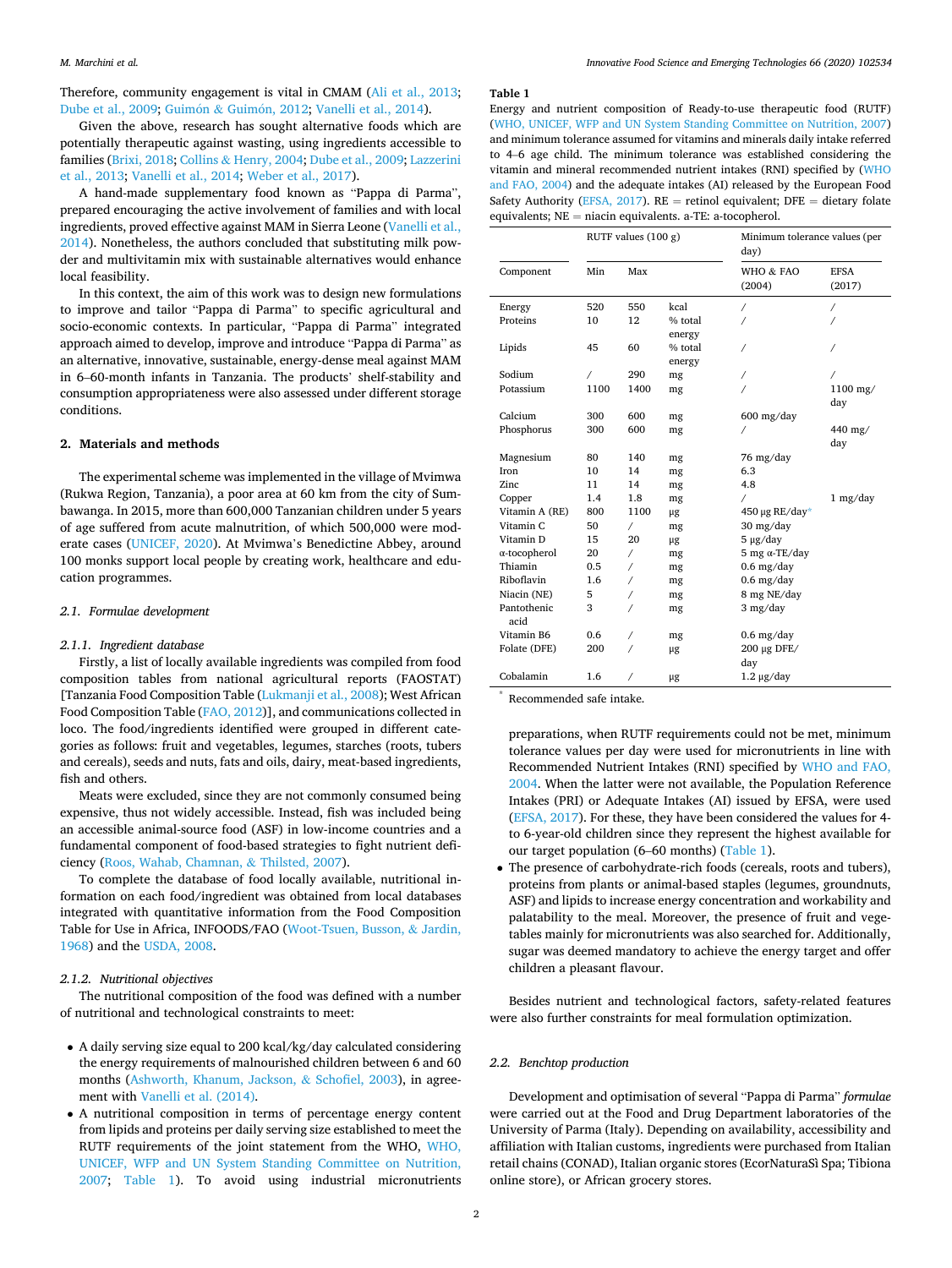Therefore, community engagement is vital in CMAM (Ali et al., 2013; Dube et al., 2009; Guimón & Guimón, 2012; Vanelli et al., 2014).

Given the above, research has sought alternative foods which are potentially therapeutic against wasting, using ingredients accessible to families (Brixi, 2018; Collins & Henry, 2004; Dube et al., 2009; Lazzerini et al., 2013; Vanelli et al., 2014; Weber et al., 2017).

A hand-made supplementary food known as "Pappa di Parma", prepared encouraging the active involvement of families and with local ingredients, proved effective against MAM in Sierra Leone (Vanelli et al., 2014). Nonetheless, the authors concluded that substituting milk powder and multivitamin mix with sustainable alternatives would enhance local feasibility.

In this context, the aim of this work was to design new formulations to improve and tailor "Pappa di Parma" to specific agricultural and socio-economic contexts. In particular, "Pappa di Parma" integrated approach aimed to develop, improve and introduce "Pappa di Parma" as an alternative, innovative, sustainable, energy-dense meal against MAM in 6–60-month infants in Tanzania. The products' shelf-stability and consumption appropriateness were also assessed under different storage conditions.

## 2. Materials and methods

The experimental scheme was implemented in the village of Mvimwa (Rukwa Region, Tanzania), a poor area at 60 km from the city of Sumbawanga. In 2015, more than 600,000 Tanzanian children under 5 years of age suffered from acute malnutrition, of which 500,000 were moderate cases (UNICEF, 2020). At Mvimwa's Benedictine Abbey, around 100 monks support local people by creating work, healthcare and education programmes.

### 2.1. Formulae development

#### 2.1.1. Ingredient database

Firstly, a list of locally available ingredients was compiled from food composition tables from national agricultural reports (FAOSTAT) [Tanzania Food Composition Table (Lukmanji et al., 2008); West African Food Composition Table (FAO, 2012)], and communications collected in loco. The food/ingredients identified were grouped in different categories as follows: fruit and vegetables, legumes, starches (roots, tubers and cereals), seeds and nuts, fats and oils, dairy, meat-based ingredients, fish and others.

Meats were excluded, since they are not commonly consumed being expensive, thus not widely accessible. Instead, fish was included being an accessible animal-source food (ASF) in low-income countries and a fundamental component of food-based strategies to fight nutrient deficiency (Roos, Wahab, Chamnan, & Thilsted, 2007).

To complete the database of food locally available, nutritional information on each food/ingredient was obtained from local databases integrated with quantitative information from the Food Composition Table for Use in Africa, INFOODS/FAO (Woot-Tsuen, Busson, & Jardin, 1968) and the USDA, 2008.

#### 2.1.2. Nutritional objectives

The nutritional composition of the food was defined with a number of nutritional and technological constraints to meet:

- A daily serving size equal to 200 kcal/kg/day calculated considering the energy requirements of malnourished children between 6 and 60 months (Ashworth, Khanum, Jackson, & Schofiel, 2003), in agreement with Vanelli et al. (2014).
- A nutritional composition in terms of percentage energy content from lipids and proteins per daily serving size established to meet the RUTF requirements of the joint statement from the WHO, WHO, UNICEF, WFP and UN System Standing Committee on Nutrition, 2007; Table 1). To avoid using industrial micronutrients preparations, when RUTF requirements could not be met, minimum tolerance values per day were used for micronutrients in line with Recommended Nutrient Intakes (RNI) specified by WHO and FAO, 2004. When the latter were not available, the Population Reference Intakes (PRI) or Adequate Intakes (AI) issued by EFSA, were used (EFSA, 2017). For these, they have been considered the values for 4- to 6-year-old children since they represent the highest available for our target population (6–60 months) (Table 1).
- The presence of carbohydrate-rich foods (cereals, roots and tubers), proteins from plants or animal-based staples (legumes, groundnuts, ASF) and lipids to increase energy concentration and workability and palatability to the meal. Moreover, the presence of fruit and vegetables mainly for micronutrients was also searched for. Additionally, sugar was deemed mandatory to achieve the energy target and offer children a pleasant flavour.

**Table 1**
Energy and nutrient composition of Ready-to-use therapeutic food (RUTF) (WHO, UNICEF, WFP and UN System Standing Committee on Nutrition, 2007) and minimum tolerance assumed for vitamins and minerals daily intake referred to 4–6 age child. The minimum tolerance was established considering the vitamin and mineral recommended nutrient intakes (RNI) specified by (WHO and FAO, 2004) and the adequate intakes (AI) released by the European Food Safety Authority (EFSA, 2017). RE = retinol equivalent; DFE = dietary folate equivalents; NE = niacin equivalents. a-TE: a-tocopherol.

| | RUTF values (100 g) | | | Minimum tolerance values (per day) | |
|---|---|---|---|---|---|
| Component | Min | Max | | WHO & FAO (2004) | EFSA (2017) |
| Energy | 520 | 550 | kcal | / | / |
| Proteins | 10 | 12 | % total energy | / | / |
| Lipids | 45 | 60 | % total energy | / | / |
| Sodium | / | 290 | mg | / | / |
| Potassium | 1100 | 1400 | mg | / | 1100 mg/day |
| Calcium | 300 | 600 | mg | 600 mg/day | |
| Phosphorus | 300 | 600 | mg | / | 440 mg/day |
| Magnesium | 80 | 140 | mg | 76 mg/day | |
| Iron | 10 | 14 | mg | 6.3 | |
| Zinc | 11 | 14 | mg | 4.8 | |
| Copper | 1.4 | 1.8 | mg | / | 1 mg/day |
| Vitamin A (RE) | 800 | 1100 | μg | 450 μg RE/day* | |
| Vitamin C | 50 | / | mg | 30 mg/day | |
| Vitamin D | 15 | 20 | μg | 5 μg/day | |
| α-tocopherol | 20 | / | mg | 5 mg α-TE/day | |
| Thiamin | 0.5 | / | mg | 0.6 mg/day | |
| Riboflavin | 1.6 | / | mg | 0.6 mg/day | |
| Niacin (NE) | 5 | / | mg | 8 mg NE/day | |
| Pantothenic acid | 3 | / | mg | 3 mg/day | |
| Vitamin B6 | 0.6 | / | mg | 0.6 mg/day | |
| Folate (DFE) | 200 | / | μg | 200 μg DFE/day | |
| Cobalamin | 1.6 | / | μg | 1.2 μg/day | |

\* Recommended safe intake.

Besides nutrient and technological factors, safety-related features were also further constraints for meal formulation optimization.

### 2.2. Benchtop production

Development and optimisation of several "Pappa di Parma" *formulae* were carried out at the Food and Drug Department laboratories of the University of Parma (Italy). Depending on availability, accessibility and affiliation with Italian customs, ingredients were purchased from Italian retail chains (CONAD), Italian organic stores (EcorNaturaSì Spa; Tibiona online store), or African grocery stores.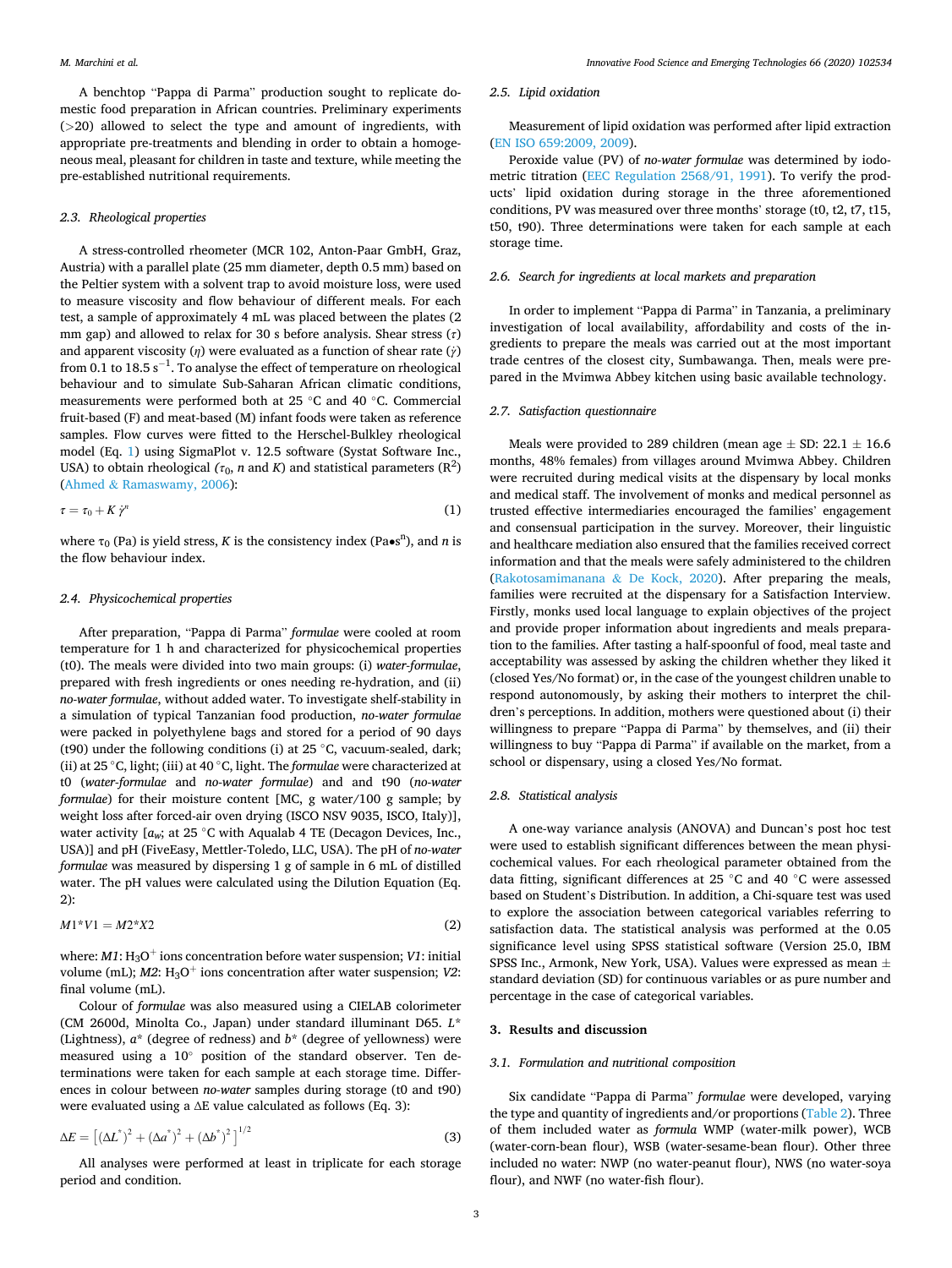A benchtop "Pappa di Parma" production sought to replicate domestic food preparation in African countries. Preliminary experiments (>20) allowed to select the type and amount of ingredients, with appropriate pre-treatments and blending in order to obtain a homogeneous meal, pleasant for children in taste and texture, while meeting the pre-established nutritional requirements.

### 2.3. Rheological properties

A stress-controlled rheometer (MCR 102, Anton-Paar GmbH, Graz, Austria) with a parallel plate (25 mm diameter, depth 0.5 mm) based on the Peltier system with a solvent trap to avoid moisture loss, were used to measure viscosity and flow behaviour of different meals. For each test, a sample of approximately 4 mL was placed between the plates (2 mm gap) and allowed to relax for 30 s before analysis. Shear stress ($\tau$) and apparent viscosity ($\eta$) were evaluated as a function of shear rate ($\dot{\gamma}$) from 0.1 to 18.5 $s^{-1}$. To analyse the effect of temperature on rheological behaviour and to simulate Sub-Saharan African climatic conditions, measurements were performed both at 25 °C and 40 °C. Commercial fruit-based (F) and meat-based (M) infant foods were taken as reference samples. Flow curves were fitted to the Herschel-Bulkley rheological model (Eq. 1) using SigmaPlot v. 12.5 software (Systat Software Inc., USA) to obtain rheological ($\tau_0$, $n$ and $K$) and statistical parameters ($R^2$) (Ahmed & Ramaswamy, 2006):

$$\tau = \tau_0 + K\,\dot{\gamma}^n \tag{1}$$

where $\tau_0$ (Pa) is yield stress, $K$ is the consistency index (Pa•s$^n$), and $n$ is the flow behaviour index.

### 2.4. Physicochemical properties

After preparation, "Pappa di Parma" *formulae* were cooled at room temperature for 1 h and characterized for physicochemical properties (t0). The meals were divided into two main groups: (i) *water-formulae*, prepared with fresh ingredients or ones needing re-hydration, and (ii) *no-water formulae*, without added water. To investigate shelf-stability in a simulation of typical Tanzanian food production, *no-water formulae* were packed in polyethylene bags and stored for a period of 90 days (t90) under the following conditions (i) at 25 °C, vacuum-sealed, dark; (ii) at 25 °C, light; (iii) at 40 °C, light. The *formulae* were characterized at t0 (*water-formulae* and *no-water formulae*) and and t90 (*no-water formulae*) for their moisture content [MC, g water/100 g sample; by weight loss after forced-air oven drying (ISCO NSV 9035, ISCO, Italy)], water activity [$a_w$; at 25 °C with Aqualab 4 TE (Decagon Devices, Inc., USA)] and pH (FiveEasy, Mettler-Toledo, LLC, USA). The pH of *no-water formulae* was measured by dispersing 1 g of sample in 6 mL of distilled water. The pH values were calculated using the Dilution Equation (Eq. 2):

$$M1*V1 = M2*X2 \tag{2}$$

where: *M1*: $H_3O^+$ ions concentration before water suspension; *V1*: initial volume (mL); *M2*: $H_3O^+$ ions concentration after water suspension; *V2*: final volume (mL).

Colour of *formulae* was also measured using a CIELAB colorimeter (CM 2600d, Minolta Co., Japan) under standard illuminant D65. $L^*$ (Lightness), $a^*$ (degree of redness) and $b^*$ (degree of yellowness) were measured using a 10° position of the standard observer. Ten determinations were taken for each sample at each storage time. Differences in colour between *no-water* samples during storage (t0 and t90) were evaluated using a $\Delta E$ value calculated as follows (Eq. 3):

$$\Delta E = \left[ (\Delta L^*)^2 + (\Delta a^*)^2 + (\Delta b^*)^2 \right]^{1/2} \tag{3}$$

All analyses were performed at least in triplicate for each storage period and condition.

### 2.5. Lipid oxidation

Measurement of lipid oxidation was performed after lipid extraction (EN ISO 659:2009, 2009).

Peroxide value (PV) of *no-water formulae* was determined by iodometric titration (EEC Regulation 2568/91, 1991). To verify the products' lipid oxidation during storage in the three aforementioned conditions, PV was measured over three months' storage (t0, t2, t7, t15, t50, t90). Three determinations were taken for each sample at each storage time.

### 2.6. Search for ingredients at local markets and preparation

In order to implement "Pappa di Parma" in Tanzania, a preliminary investigation of local availability, affordability and costs of the ingredients to prepare the meals was carried out at the most important trade centres of the closest city, Sumbawanga. Then, meals were prepared in the Mvimwa Abbey kitchen using basic available technology.

### 2.7. Satisfaction questionnaire

Meals were provided to 289 children (mean age ± SD: 22.1 ± 16.6 months, 48% females) from villages around Mvimwa Abbey. Children were recruited during medical visits at the dispensary by local monks and medical staff. The involvement of monks and medical personnel as trusted effective intermediaries encouraged the families' engagement and consensual participation in the survey. Moreover, their linguistic and healthcare mediation also ensured that the families received correct information and that the meals were safely administered to the children (Rakotosamimanana & De Kock, 2020). After preparing the meals, families were recruited at the dispensary for a Satisfaction Interview. Firstly, monks used local language to explain objectives of the project and provide proper information about ingredients and meals preparation to the families. After tasting a half-spoonful of food, meal taste and acceptability was assessed by asking the children whether they liked it (closed Yes/No format) or, in the case of the youngest children unable to respond autonomously, by asking their mothers to interpret the children's perceptions. In addition, mothers were questioned about (i) their willingness to prepare "Pappa di Parma" by themselves, and (ii) their willingness to buy "Pappa di Parma" if available on the market, from a school or dispensary, using a closed Yes/No format.

### 2.8. Statistical analysis

A one-way variance analysis (ANOVA) and Duncan's post hoc test were used to establish significant differences between the mean physicochemical values. For each rheological parameter obtained from the data fitting, significant differences at 25 °C and 40 °C were assessed based on Student's Distribution. In addition, a Chi-square test was used to explore the association between categorical variables referring to satisfaction data. The statistical analysis was performed at the 0.05 significance level using SPSS statistical software (Version 25.0, IBM SPSS Inc., Armonk, New York, USA). Values were expressed as mean ± standard deviation (SD) for continuous variables or as pure number and percentage in the case of categorical variables.

## 3. Results and discussion

### 3.1. Formulation and nutritional composition

Six candidate "Pappa di Parma" *formulae* were developed, varying the type and quantity of ingredients and/or proportions (Table 2). Three of them included water as *formula* WMP (water-milk power), WCB (water-corn-bean flour), WSB (water-sesame-bean flour). Other three included no water: NWP (no water-peanut flour), NWS (no water-soya flour), and NWF (no water-fish flour).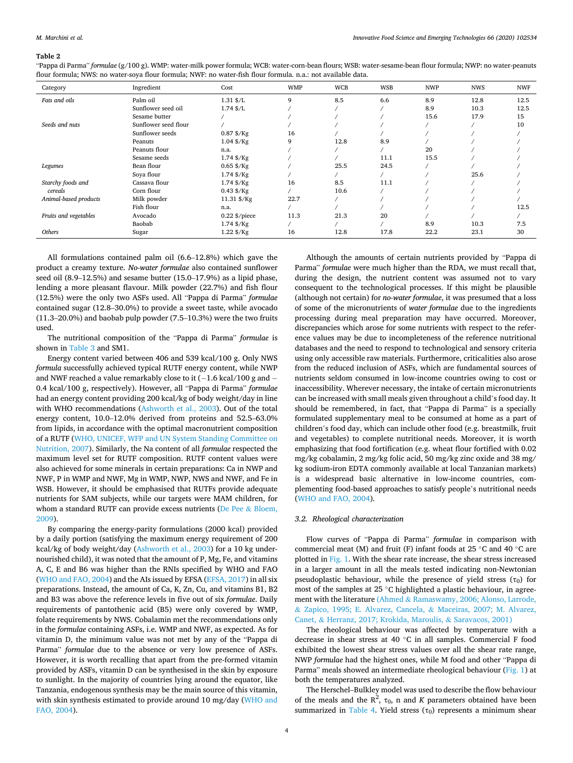**Table 2**

"Pappa di Parma" *formulae* (g/100 g). WMP: water-milk power formula; WCB: water-corn-bean flours; WSB: water-sesame-bean flour formula; NWP: no water-peanuts flour formula; NWS: no water-soya flour formula; NWF: no water-fish flour formula. n.a.: not available data.

| Category | Ingredient | Cost | WMP | WCB | WSB | NWP | NWS | NWF |
|---|---|---|---|---|---|---|---|---|
| *Fats and oils* | Palm oil | 1.31 $/L | 9 | 8.5 | 6.6 | 8.9 | 12.8 | 12.5 |
| | Sunflower seed oil | 1.74 $/L | / | / | / | 8.9 | 10.3 | 12.5 |
| | Sesame butter | / | / | / | / | 15.6 | 17.9 | 15 |
| *Seeds and nuts* | Sunflower seed flour | / | / | / | / | / | / | 10 |
| | Sunflower seeds | 0.87 $/Kg | 16 | / | / | / | / | / |
| | Peanuts | 1.04 $/Kg | 9 | 12.8 | 8.9 | / | / | / |
| | Peanuts flour | n.a. | / | / | / | 20 | / | / |
| | Sesame seeds | 1.74 $/Kg | / | / | 11.1 | 15.5 | / | / |
| *Legumes* | Bean flour | 0.65 $/Kg | / | 25.5 | 24.5 | / | / | / |
| | Soya flour | 1.74 $/Kg | / | / | / | / | 25.6 | / |
| *Starchy foods and cereals* | Cassava flour | 1.74 $/Kg | 16 | 8.5 | 11.1 | / | / | / |
| | Corn flour | 0.43 $/Kg | / | 10.6 | / | / | / | / |
| *Animal-based products* | Milk powder | 11.31 $/Kg | 22.7 | / | / | / | / | / |
| | Fish flour | n.a. | / | / | / | / | / | 12.5 |
| *Fruits and vegetables* | Avocado | 0.22 $/piece | 11.3 | 21.3 | 20 | / | / | / |
| | Baobab | 1.74 $/Kg | / | / | / | 8.9 | 10.3 | 7.5 |
| *Others* | Sugar | 1.22 $/Kg | 16 | 12.8 | 17.8 | 22.2 | 23.1 | 30 |

All formulations contained palm oil (6.6–12.8%) which gave the product a creamy texture. *No-water formulae* also contained sunflower seed oil (8.9–12.5%) and sesame butter (15.0–17.9%) as a lipid phase, lending a more pleasant flavour. Milk powder (22.7%) and fish flour (12.5%) were the only two ASFs used. All "Pappa di Parma" *formulae* contained sugar (12.8–30.0%) to provide a sweet taste, while avocado (11.3–20.0%) and baobab pulp powder (7.5–10.3%) were the two fruits used.

The nutritional composition of the "Pappa di Parma" *formulae* is shown in Table 3 and SM1.

Energy content varied between 406 and 539 kcal/100 g. Only NWS *formula* successfully achieved typical RUTF energy content, while NWP and NWF reached a value remarkably close to it (−1.6 kcal/100 g and −0.4 kcal/100 g, respectively). However, all "Pappa di Parma" *formulae* had an energy content providing 200 kcal/kg of body weight/day in line with WHO recommendations (Ashworth et al., 2003). Out of the total energy content, 10.0–12.0% derived from proteins and 52.5–63.0% from lipids, in accordance with the optimal macronutrient composition of a RUTF (WHO, UNICEF, WFP and UN System Standing Committee on Nutrition, 2007). Similarly, the Na content of all *formulae* respected the maximum level set for RUTF composition. RUTF content values were also achieved for some minerals in certain preparations: Ca in NWP and NWF, P in WMP and NWF, Mg in WMP, NWP, NWS and NWF, and Fe in WSB. However, it should be emphasised that RUTFs provide adequate nutrients for SAM subjects, while our targets were MAM children, for whom a standard RUTF can provide excess nutrients (De Pee & Bloem, 2009).

By comparing the energy-parity formulations (2000 kcal) provided by a daily portion (satisfying the maximum energy requirement of 200 kcal/kg of body weight/day (Ashworth et al., 2003) for a 10 kg undernourished child), it was noted that the amount of P, Mg, Fe, and vitamins A, C, E and B6 was higher than the RNIs specified by WHO and FAO (WHO and FAO, 2004) and the AIs issued by EFSA (EFSA, 2017) in all six preparations. Instead, the amount of Ca, K, Zn, Cu, and vitamins B1, B2 and B3 was above the reference levels in five out of six *formulae*. Daily requirements of pantothenic acid (B5) were only covered by WMP, folate requirements by NWS. Cobalamin met the recommendations only in the *formulae* containing ASFs, i.e. WMP and NWF, as expected. As for vitamin D, the minimum value was not met by any of the "Pappa di Parma" *formulae* due to the absence or very low presence of ASFs. However, it is worth recalling that apart from the pre-formed vitamin provided by ASFs, vitamin D can be synthesised in the skin by exposure to sunlight. In the majority of countries lying around the equator, like Tanzania, endogenous synthesis may be the main source of this vitamin, with skin synthesis estimated to provide around 10 mg/day (WHO and FAO, 2004).

Although the amounts of certain nutrients provided by "Pappa di Parma" *formulae* were much higher than the RDA, we must recall that, during the design, the nutrient content was assumed not to vary consequent to the technological processes. If this might be plausible (although not certain) for *no-water formulae*, it was presumed that a loss of some of the micronutrients of *water formulae* due to the ingredients processing during meal preparation may have occurred. Moreover, discrepancies which arose for some nutrients with respect to the reference values may be due to incompleteness of the reference nutritional databases and the need to respond to technological and sensory criteria using only accessible raw materials. Furthermore, criticalities also arose from the reduced inclusion of ASFs, which are fundamental sources of nutrients seldom consumed in low-income countries owing to cost or inaccessibility. Wherever necessary, the intake of certain micronutrients can be increased with small meals given throughout a child's food day. It should be remembered, in fact, that "Pappa di Parma" is a specially formulated supplementary meal to be consumed at home as a part of children's food day, which can include other food (e.g. breastmilk, fruit and vegetables) to complete nutritional needs. Moreover, it is worth emphasizing that food fortification (e.g. wheat flour fortified with 0.02 mg/kg cobalamin, 2 mg/kg folic acid, 50 mg/kg zinc oxide and 38 mg/kg sodium-iron EDTA commonly available at local Tanzanian markets) is a widespread basic alternative in low-income countries, complementing food-based approaches to satisfy people's nutritional needs (WHO and FAO, 2004).

### 3.2. Rheological characterization

Flow curves of "Pappa di Parma" *formulae* in comparison with commercial meat (M) and fruit (F) infant foods at 25 °C and 40 °C are plotted in Fig. 1. With the shear rate increase, the shear stress increased in a larger amount in all the meals tested indicating non-Newtonian pseudoplastic behaviour, while the presence of yield stress ($\tau_0$) for most of the samples at 25 °C highlighted a plastic behaviour, in agreement with the literature (Ahmed & Ramaswamy, 2006; Alonso, Larrode, & Zapico, 1995; E. Alvarez, Cancela, & Maceiras, 2007; M. Alvarez, Canet, & Herranz, 2017; Krokida, Maroulis, & Saravacos, 2001)

The rheological behaviour was affected by temperature with a decrease in shear stress at 40 °C in all samples. Commercial F food exhibited the lowest shear stress values over all the shear rate range, NWP *formulae* had the highest ones, while M food and other "Pappa di Parma" meals showed an intermediate rheological behaviour (Fig. 1) at both the temperatures analyzed.

The Herschel–Bulkley model was used to describe the flow behaviour of the meals and the $R^2$, $\tau_0$, n and *K* parameters obtained have been summarized in Table 4. Yield stress ($\tau_0$) represents a minimum shear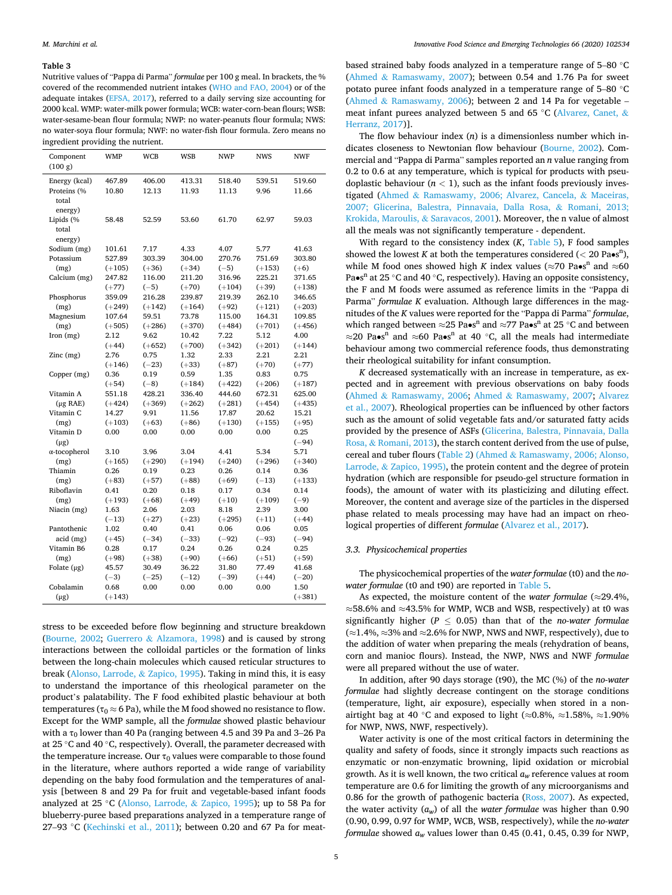**Table 3**

Nutritive values of "Pappa di Parma" *formulae* per 100 g meal. In brackets, the % covered of the recommended nutrient intakes (WHO and FAO, 2004) or of the adequate intakes (EFSA, 2017), referred to a daily serving size accounting for 2000 kcal. WMP: water-milk power formula; WCB: water-corn-bean flours; WSB: water-sesame-bean flour formula; NWP: no water-peanuts flour formula; NWS: no water-soya flour formula; NWF: no water-fish flour formula. Zero means no ingredient providing the nutrient.

| Component (100 g) | WMP | WCB | WSB | NWP | NWS | NWF |
|---|---|---|---|---|---|---|
| Energy (kcal) | 467.89 | 406.00 | 413.31 | 518.40 | 539.51 | 519.60 |
| Proteins (% total energy) | 10.80 | 12.13 | 11.93 | 11.13 | 9.96 | 11.66 |
| Lipids (% total energy) | 58.48 | 52.59 | 53.60 | 61.70 | 62.97 | 59.03 |
| Sodium (mg) | 101.61 | 7.17 | 4.33 | 4.07 | 5.77 | 41.63 |
| Potassium (mg) | 527.89 (+105) | 303.39 (+36) | 304.00 (+34) | 270.76 (−5) | 751.69 (+153) | 303.80 (+6) |
| Calcium (mg) | 247.82 (+77) | 116.00 (−5) | 211.20 (+70) | 316.96 (+104) | 225.21 (+39) | 371.65 (+138) |
| Phosphorus (mg) | 359.09 (+249) | 216.28 (+142) | 239.87 (+164) | 219.39 (+92) | 262.10 (+121) | 346.65 (+203) |
| Magnesium (mg) | 107.64 (+505) | 59.51 (+286) | 73.78 (+370) | 115.00 (+484) | 164.31 (+701) | 109.85 (+456) |
| Iron (mg) | 2.12 (+44) | 9.62 (+652) | 10.42 (+700) | 7.22 (+342) | 5.12 (+201) | 4.00 (+144) |
| Zinc (mg) | 2.76 (+146) | 0.75 (−23) | 1.32 (+33) | 2.33 (+87) | 2.21 (+70) | 2.21 (+77) |
| Copper (mg) | 0.36 (+54) | 0.19 (−8) | 0.59 (+184) | 1.35 (+422) | 0.83 (+206) | 0.75 (+187) |
| Vitamin A (μg RAE) | 551.18 (+424) | 428.21 (+369) | 336.40 (+262) | 444.60 (+281) | 672.31 (+454) | 625.00 (+435) |
| Vitamin C (mg) | 14.27 (+103) | 9.91 (+63) | 11.56 (+86) | 17.87 (+130) | 20.62 (+155) | 15.21 (+95) |
| Vitamin D (μg) | 0.00 | 0.00 | 0.00 | 0.00 | 0.00 | 0.25 (−94) |
| α-tocopherol (mg) | 3.10 (+165) | 3.96 (+290) | 3.04 (+194) | 4.41 (+240) | 5.34 (+296) | 5.71 (+340) |
| Thiamin (mg) | 0.26 (+83) | 0.19 (+57) | 0.23 (+88) | 0.26 (+69) | 0.14 (−13) | 0.36 (+133) |
| Riboflavin (mg) | 0.41 (+193) | 0.20 (+68) | 0.18 (+49) | 0.17 (+10) | 0.34 (+109) | 0.14 (−9) |
| Niacin (mg) | 1.63 (−13) | 2.06 (+27) | 2.03 (+23) | 8.18 (+295) | 2.39 (+11) | 3.00 (+44) |
| Pantothenic acid (mg) | 1.02 (+45) | 0.40 (−34) | 0.41 (−33) | 0.06 (−92) | 0.06 (−93) | 0.05 (−94) |
| Vitamin B6 (mg) | 0.28 (+98) | 0.17 (+38) | 0.24 (+90) | 0.26 (+66) | 0.24 (+51) | 0.25 (+59) |
| Folate (μg) | 45.57 (−3) | 30.49 (−25) | 36.22 (−12) | 31.80 (−39) | 77.49 (+44) | 41.68 (−20) |
| Cobalamin (μg) | 0.68 (+143) | 0.00 | 0.00 | 0.00 | 0.00 | 1.50 (+381) |

stress to be exceeded before flow beginning and structure breakdown (Bourne, 2002; Guerrero & Alzamora, 1998) and is caused by strong interactions between the colloidal particles or the formation of links between the long-chain molecules which caused reticular structures to break (Alonso, Larrode, & Zapico, 1995). Taking in mind this, it is easy to understand the importance of this rheological parameter on the product's palatability. The F food exhibited plastic behaviour at both temperatures ($\tau_0 \approx 6$ Pa), while the M food showed no resistance to flow. Except for the WMP sample, all the *formulae* showed plastic behaviour with a $\tau_0$ lower than 40 Pa (ranging between 4.5 and 39 Pa and 3–26 Pa at 25 °C and 40 °C, respectively). Overall, the parameter decreased with the temperature increase. Our $\tau_0$ values were comparable to those found in the literature, where authors reported a wide range of variability depending on the baby food formulation and the temperatures of analysis [between 8 and 29 Pa for fruit and vegetable-based infant foods analyzed at 25 °C (Alonso, Larrode, & Zapico, 1995); up to 58 Pa for blueberry-puree based preparations analyzed in a temperature range of 27–93 °C (Kechinski et al., 2011); between 0.20 and 67 Pa for meat-based strained baby foods analyzed in a temperature range of 5–80 °C (Ahmed & Ramaswamy, 2007); between 0.54 and 1.76 Pa for sweet potato puree infant foods analyzed in a temperature range of 5–80 °C (Ahmed & Ramaswamy, 2006); between 2 and 14 Pa for vegetable – meat infant purees analyzed between 5 and 65 °C (Alvarez, Canet, & Herranz, 2017)].

The flow behaviour index (*n*) is a dimensionless number which indicates closeness to Newtonian flow behaviour (Bourne, 2002). Commercial and "Pappa di Parma" samples reported an *n* value ranging from 0.2 to 0.6 at any temperature, which is typical for products with pseudoplastic behaviour ($n < 1$), such as the infant foods previously investigated (Ahmed & Ramaswamy, 2006; Alvarez, Cancela, & Maceiras, 2007; Glicerina, Balestra, Pinnavaia, Dalla Rosa, & Romani, 2013; Krokida, Maroulis, & Saravacos, 2001). Moreover, the n value of almost all the meals was not significantly temperature - dependent.

With regard to the consistency index (*K*, Table 5), F food samples showed the lowest *K* at both the temperatures considered (< 20 Pa•s$^n$), while M food ones showed high *K* index values (≈70 Pa•s$^n$ and ≈60 Pa•s$^n$ at 25 °C and 40 °C, respectively). Having an opposite consistency, the F and M foods were assumed as reference limits in the "Pappa di Parma" *formulae K* evaluation. Although large differences in the magnitudes of the *K* values were reported for the "Pappa di Parma" *formulae*, which ranged between ≈25 Pa•s$^n$ and ≈77 Pa•s$^n$ at 25 °C and between ≈20 Pa•s$^n$ and ≈60 Pa•s$^n$ at 40 °C, all the meals had intermediate behaviour among two commercial reference foods, thus demonstrating their rheological suitability for infant consumption.

*K* decreased systematically with an increase in temperature, as expected and in agreement with previous observations on baby foods (Ahmed & Ramaswamy, 2006; Ahmed & Ramaswamy, 2007; Alvarez et al., 2007). Rheological properties can be influenced by other factors such as the amount of solid vegetable fats and/or saturated fatty acids provided by the presence of ASFs (Glicerina, Balestra, Pinnavaia, Dalla Rosa, & Romani, 2013), the starch content derived from the use of pulse, cereal and tuber flours (Table 2) (Ahmed & Ramaswamy, 2006; Alonso, Larrode, & Zapico, 1995), the protein content and the degree of protein hydration (which are responsible for pseudo-gel structure formation in foods), the amount of water with its plasticizing and diluting effect. Moreover, the content and average size of the particles in the dispersed phase related to meals processing may have had an impact on rheological properties of different *formulae* (Alvarez et al., 2017).

### 3.3. Physicochemical properties

The physicochemical properties of the *water formulae* (t0) and the *no-water formulae* (t0 and t90) are reported in Table 5.

As expected, the moisture content of the *water formulae* (≈29.4%, ≈58.6% and ≈43.5% for WMP, WCB and WSB, respectively) at t0 was significantly higher ($P \leq 0.05$) than that of the *no-water formulae* (≈1.4%, ≈3% and ≈2.6% for NWP, NWS and NWF, respectively), due to the addition of water when preparing the meals (rehydration of beans, corn and manioc flours). Instead, the NWP, NWS and NWF *formulae* were all prepared without the use of water.

In addition, after 90 days storage (t90), the MC (%) of the *no-water formulae* had slightly decrease contingent on the storage conditions (temperature, light, air exposure), especially when stored in a non-airtight bag at 40 °C and exposed to light (≈0.8%, ≈1.58%, ≈1.90% for NWP, NWS, NWF, respectively).

Water activity is one of the most critical factors in determining the quality and safety of foods, since it strongly impacts such reactions as enzymatic or non-enzymatic browning, lipid oxidation or microbial growth. As it is well known, the two critical $a_w$ reference values at room temperature are 0.6 for limiting the growth of any microorganisms and 0.86 for the growth of pathogenic bacteria (Ross, 2007). As expected, the water activity ($a_w$) of all the *water formulae* was higher than 0.90 (0.90, 0.99, 0.97 for WMP, WCB, WSB, respectively), while the *no-water formulae* showed $a_w$ values lower than 0.45 (0.41, 0.45, 0.39 for NWP,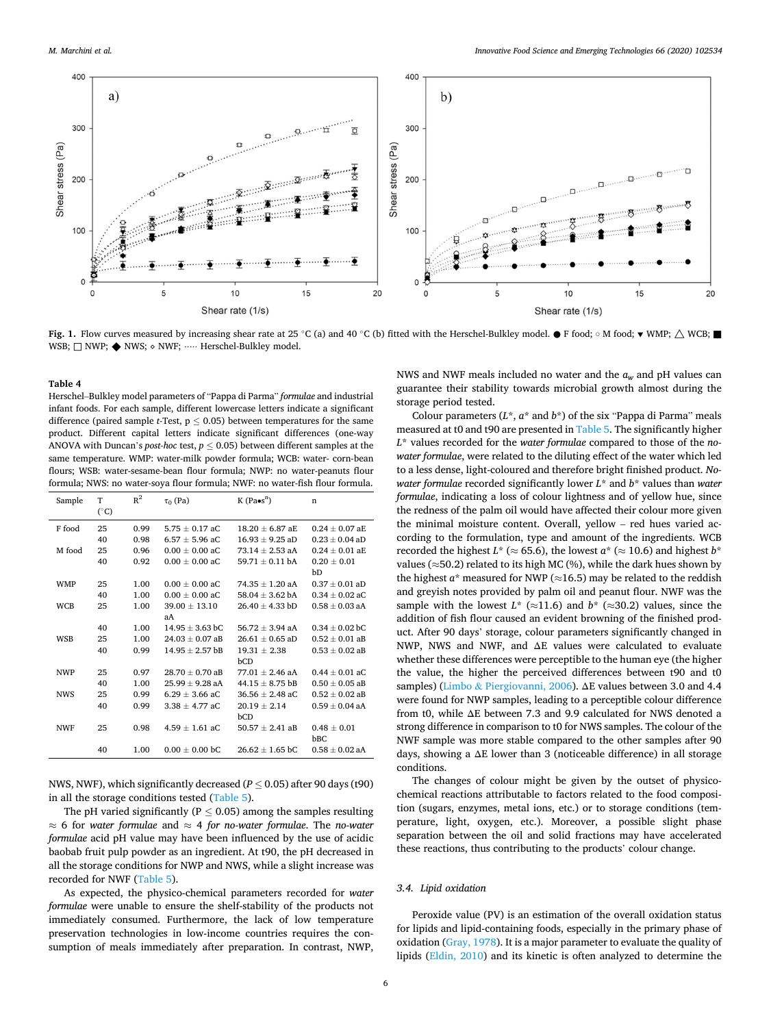Fig. 1. Flow curves measured by increasing shear rate at 25 °C (a) and 40 °C (b) fitted with the Herschel-Bulkley model. ● F food; ○ M food; ▼ WMP; △ WCB; ■ WSB; □ NWP; ◆ NWS; ⋄ NWF; ····· Herschel-Bulkley model.

**Table 4**
Herschel–Bulkley model parameters of "Pappa di Parma" *formulae* and industrial infant foods. For each sample, different lowercase letters indicate a significant difference (paired sample *t*-Test, p ≤ 0.05) between temperatures for the same product. Different capital letters indicate significant differences (one-way ANOVA with Duncan's *post-hoc* test, *p* ≤ 0.05) between different samples at the same temperature. WMP: water-milk powder formula; WCB: water- corn-bean flours; WSB: water-sesame-bean flour formula; NWP: no water-peanuts flour formula; NWS: no water-soya flour formula; NWF: no water-fish flour formula.

| Sample | T (°C) | $R^2$ | $\tau_0$ (Pa) | K (Pa•s$^n$) | n |
|---|---|---|---|---|---|
| F food | 25 | 0.99 | 5.75 ± 0.17 aC | 18.20 ± 6.87 aE | 0.24 ± 0.07 aE |
| | 40 | 0.98 | 6.57 ± 5.96 aC | 16.93 ± 9.25 aD | 0.23 ± 0.04 aD |
| M food | 25 | 0.96 | 0.00 ± 0.00 aC | 73.14 ± 2.53 aA | 0.24 ± 0.01 aE |
| | 40 | 0.92 | 0.00 ± 0.00 aC | 59.71 ± 0.11 bA | 0.20 ± 0.01 bD |
| WMP | 25 | 1.00 | 0.00 ± 0.00 aC | 74.35 ± 1.20 aA | 0.37 ± 0.01 aD |
| | 40 | 1.00 | 0.00 ± 0.00 aC | 58.04 ± 3.62 bA | 0.34 ± 0.02 aC |
| WCB | 25 | 1.00 | 39.00 ± 13.10 aA | 26.40 ± 4.33 bD | 0.58 ± 0.03 aA |
| | 40 | 1.00 | 14.95 ± 3.63 bC | 56.72 ± 3.94 aA | 0.34 ± 0.02 bC |
| WSB | 25 | 1.00 | 24.03 ± 0.07 aB | 26.61 ± 0.65 aD | 0.52 ± 0.01 aB |
| | 40 | 0.99 | 14.95 ± 2.57 bB | 19.31 ± 2.38 bCD | 0.53 ± 0.02 aB |
| NWP | 25 | 0.97 | 28.70 ± 0.70 aB | 77.01 ± 2.46 aA | 0.44 ± 0.01 aC |
| | 40 | 1.00 | 25.99 ± 9.28 aA | 44.15 ± 8.75 bB | 0.50 ± 0.05 aB |
| NWS | 25 | 0.99 | 6.29 ± 3.66 aC | 36.56 ± 2.48 aC | 0.52 ± 0.02 aB |
| | 40 | 0.99 | 3.38 ± 4.77 aC | 20.19 ± 2.14 bCD | 0.59 ± 0.04 aA |
| NWF | 25 | 0.98 | 4.59 ± 1.61 aC | 50.57 ± 2.41 aB | 0.48 ± 0.01 bBC |
| | 40 | 1.00 | 0.00 ± 0.00 bC | 26.62 ± 1.65 bC | 0.58 ± 0.02 aA |

NWS, NWF), which significantly decreased (P ≤ 0.05) after 90 days (t90) in all the storage conditions tested (Table 5).

The pH varied significantly (P ≤ 0.05) among the samples resulting ≈ 6 for *water formulae* and ≈ 4 *for no-water formulae*. The *no-water formulae* acid pH value may have been influenced by the use of acidic baobab fruit pulp powder as an ingredient. At t90, the pH decreased in all the storage conditions for NWP and NWS, while a slight increase was recorded for NWF (Table 5).

As expected, the physico-chemical parameters recorded for *water formulae* were unable to ensure the shelf-stability of the products not immediately consumed. Furthermore, the lack of low temperature preservation technologies in low-income countries requires the consumption of meals immediately after preparation. In contrast, NWP, NWS and NWF meals included no water and the $a_w$ and pH values can guarantee their stability towards microbial growth almost during the storage period tested.

Colour parameters ($L^*$, $a^*$ and $b^*$) of the six "Pappa di Parma" meals measured at t0 and t90 are presented in Table 5. The significantly higher $L^*$ values recorded for the *water formulae* compared to those of the *no-water formulae*, were related to the diluting effect of the water which led to a less dense, light-coloured and therefore bright finished product. *No-water formulae* recorded significantly lower $L^*$ and $b^*$ values than *water formulae*, indicating a loss of colour lightness and of yellow hue, since the redness of the palm oil would have affected their colour more given the minimal moisture content. Overall, yellow – red hues varied according to the formulation, type and amount of the ingredients. WCB recorded the highest $L^*$ (≈ 65.6), the lowest $a^*$ (≈ 10.6) and highest $b^*$ values (≈50.2) related to its high MC (%), while the dark hues shown by the highest $a^*$ measured for NWP (≈16.5) may be related to the reddish and greyish notes provided by palm oil and peanut flour. NWF was the sample with the lowest $L^*$ (≈11.6) and $b^*$ (≈30.2) values, since the addition of fish flour caused an evident browning of the finished product. After 90 days' storage, colour parameters significantly changed in NWP, NWS and NWF, and ΔE values were calculated to evaluate whether these differences were perceptible to the human eye (the higher the value, the higher the perceived differences between t90 and t0 samples) (Limbo & Piergiovanni, 2006). ΔE values between 3.0 and 4.4 were found for NWP samples, leading to a perceptible colour difference from t0, while ΔE between 7.3 and 9.9 calculated for NWS denoted a strong difference in comparison to t0 for NWS samples. The colour of the NWF sample was more stable compared to the other samples after 90 days, showing a ΔE lower than 3 (noticeable difference) in all storage conditions.

The changes of colour might be given by the outset of physico-chemical reactions attributable to factors related to the food composition (sugars, enzymes, metal ions, etc.) or to storage conditions (temperature, light, oxygen, etc.). Moreover, a possible slight phase separation between the oil and solid fractions may have accelerated these reactions, thus contributing to the products' colour change.

### 3.4. Lipid oxidation

Peroxide value (PV) is an estimation of the overall oxidation status for lipids and lipid-containing foods, especially in the primary phase of oxidation (Gray, 1978). It is a major parameter to evaluate the quality of lipids (Eldin, 2010) and its kinetic is often analyzed to determine the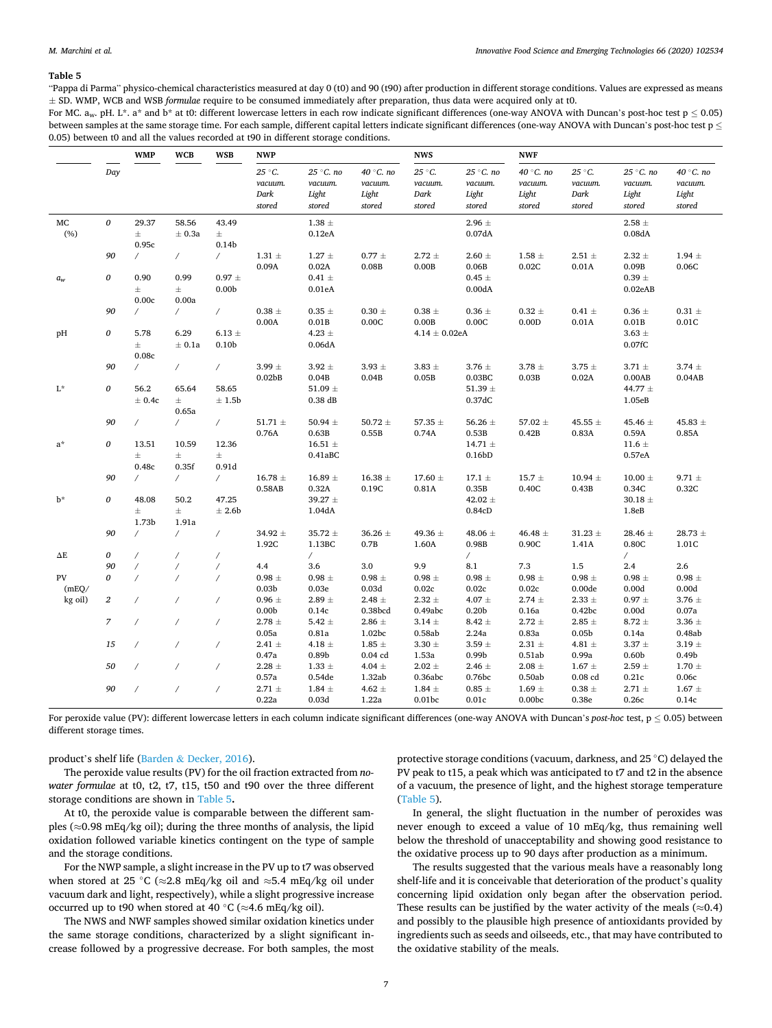**Table 5**

"Pappa di Parma" physico-chemical characteristics measured at day 0 (t0) and 90 (t90) after production in different storage conditions. Values are expressed as means ± SD. WMP, WCB and WSB *formulae* require to be consumed immediately after preparation, thus data were acquired only at t0.

For MC. $a_w$. pH. L*. a* and b* at t0: different lowercase letters in each row indicate significant differences (one-way ANOVA with Duncan's post-hoc test $p \leq 0.05$) between samples at the same storage time. For each sample, different capital letters indicate significant differences (one-way ANOVA with Duncan's post-hoc test $p \leq 0.05$) between t0 and all the values recorded at t90 in different storage conditions.

| | Day | WMP | WCB | WSB | NWP | | | NWS | | | NWF | | |
|---|---|---|---|---|---|---|---|---|---|---|---|---|---|
| | | | | | *25 °C. vacuum. Dark stored* | *25 °C. no vacuum. Light stored* | *40 °C. no vacuum. Light stored* | *25 °C. vacuum. Dark stored* | *25 °C. no vacuum. Light stored* | *40 °C. no vacuum. Light stored* | *25 °C. vacuum. Dark stored* | *25 °C. no vacuum. Light stored* | *40 °C. no vacuum. Light stored* |
| MC (%) | 0 | 29.37 ± 0.95c | 58.56 ± 0.3a | 43.49 ± 0.14b | | 1.38 ± 0.12eA | | | 2.96 ± 0.07dA | | | 2.58 ± 0.08dA | |
| | 90 | / | / | / | 1.31 ± 0.09A | 1.27 ± 0.02A | 0.77 ± 0.08B | 2.72 ± 0.00B | 2.60 ± 0.06B | 1.58 ± 0.02C | 2.51 ± 0.01A | 2.32 ± 0.09B | 1.94 ± 0.06C |
| $a_w$ | 0 | 0.90 ± 0.00c | 0.99 ± 0.00a | 0.97 ± 0.00b | | 0.41 ± 0.01eA | | | 0.45 ± 0.00dA | | | 0.39 ± 0.02eAB | |
| | 90 | / | / | / | 0.38 ± 0.00A | 0.35 ± 0.01B | 0.30 ± 0.00C | 0.38 ± 0.00B | 0.36 ± 0.00C | 0.32 ± 0.00D | 0.41 ± 0.01A | 0.36 ± 0.01B | 0.31 ± 0.01C |
| pH | 0 | 5.78 ± 0.08c | 6.29 ± 0.1a | 6.13 ± 0.10b | | 4.23 ± 0.06dA | | 4.14 ± 0.02eA | | | | 3.63 ± 0.07fC | |
| | 90 | / | / | / | 3.99 ± 0.02bB | 3.92 ± 0.04B | 3.93 ± 0.04B | 3.83 ± 0.05B | 3.76 ± 0.03BC | 3.78 ± 0.03B | 3.75 ± 0.02A | 3.71 ± 0.00AB | 3.74 ± 0.04AB |
| L* | 0 | 56.2 ± 0.4c | 65.64 ± 0.65a | 58.65 ± 1.5b | | 51.09 ± 0.38 dB | | | 51.39 ± 0.37dC | | | 44.77 ± 1.05eB | |
| | 90 | / | / | / | 51.71 ± 0.76A | 50.94 ± 0.63B | 50.72 ± 0.55B | 57.35 ± 0.74A | 56.26 ± 0.53B | 57.02 ± 0.42B | 45.55 ± 0.83A | 45.46 ± 0.59A | 45.83 ± 0.85A |
| a* | 0 | 13.51 ± 0.48c | 10.59 ± 0.35f | 12.36 ± 0.91d | | 16.51 ± 0.41aBC | | | 14.71 ± 0.16bD | | | 11.6 ± 0.57eA | |
| | 90 | / | / | / | 16.78 ± 0.58AB | 16.89 ± 0.32A | 16.38 ± 0.19C | 17.60 ± 0.81A | 17.1 ± 0.35B | 15.7 ± 0.40C | 10.94 ± 0.43B | 10.00 ± 0.34C | 9.71 ± 0.32C |
| b* | 0 | 48.08 ± 1.73b | 50.2 ± 1.91a | 47.25 ± 2.6b | | 39.27 ± 1.04dA | | | 42.02 ± 0.84cD | | | 30.18 ± 1.8eB | |
| | 90 | / | / | / | 34.92 ± 1.92C | 35.72 ± 1.13BC | 36.26 ± 0.7B | 49.36 ± 1.60A | 48.06 ± 0.98B | 46.48 ± 0.90C | 31.23 ± 1.41A | 28.46 ± 0.80C | 28.73 ± 1.01C |
| ΔE | 0 | / | / | / | | / | | | / | | | / | |
| | 90 | / | / | / | 4.4 | 3.6 | 3.0 | 9.9 | 8.1 | 7.3 | 1.5 | 2.4 | 2.6 |
| PV (mEQ/kg oil) | 0 | / | / | / | 0.98 ± 0.03b | 0.98 ± 0.03e | 0.98 ± 0.03d | 0.98 ± 0.02c | 0.98 ± 0.02c | 0.98 ± 0.02c | 0.98 ± 0.00de | 0.98 ± 0.00d | 0.98 ± 0.00d |
| | 2 | / | / | / | 0.96 ± 0.00b | 2.89 ± 0.14c | 2.48 ± 0.38bcd | 2.32 ± 0.49abc | 4.07 ± 0.20b | 2.74 ± 0.16a | 2.33 ± 0.42bc | 0.97 ± 0.00d | 3.76 ± 0.07a |
| | 7 | / | / | / | 2.78 ± 0.05a | 5.42 ± 0.81a | 2.86 ± 1.02bc | 3.14 ± 0.58ab | 8.42 ± 2.24a | 2.72 ± 0.83a | 2.85 ± 0.05b | 8.72 ± 0.14a | 3.36 ± 0.48ab |
| | 15 | / | / | / | 2.41 ± 0.47a | 4.18 ± 0.89b | 1.85 ± 0.04 cd | 3.30 ± 1.53a | 3.59 ± 0.99b | 2.31 ± 0.51ab | 4.81 ± 0.99a | 3.37 ± 0.60b | 3.19 ± 0.49b |
| | 50 | / | / | / | 2.28 ± 0.57a | 1.33 ± 0.54de | 4.04 ± 1.32ab | 2.02 ± 0.36abc | 2.46 ± 0.76bc | 2.08 ± 0.50ab | 1.67 ± 0.08 cd | 2.59 ± 0.21c | 1.70 ± 0.06c |
| | 90 | / | / | / | 2.71 ± 0.22a | 1.84 ± 0.03d | 4.62 ± 1.22a | 1.84 ± 0.01bc | 0.85 ± 0.01c | 1.69 ± 0.00bc | 0.38 ± 0.38e | 2.71 ± 0.26c | 1.67 ± 0.14c |

For peroxide value (PV): different lowercase letters in each column indicate significant differences (one-way ANOVA with Duncan's *post-hoc* test, $p \leq 0.05$) between different storage times.

product's shelf life (Barden & Decker, 2016).

The peroxide value results (PV) for the oil fraction extracted from *no-water formulae* at t0, t2, t7, t15, t50 and t90 over the three different storage conditions are shown in Table 5**.**

At t0, the peroxide value is comparable between the different samples (≈0.98 mEq/kg oil); during the three months of analysis, the lipid oxidation followed variable kinetics contingent on the type of sample and the storage conditions.

For the NWP sample, a slight increase in the PV up to t7 was observed when stored at 25 °C (≈2.8 mEq/kg oil and ≈5.4 mEq/kg oil under vacuum dark and light, respectively), while a slight progressive increase occurred up to t90 when stored at 40 °C (≈4.6 mEq/kg oil).

The NWS and NWF samples showed similar oxidation kinetics under the same storage conditions, characterized by a slight significant increase followed by a progressive decrease. For both samples, the most protective storage conditions (vacuum, darkness, and 25 °C) delayed the PV peak to t15, a peak which was anticipated to t7 and t2 in the absence of a vacuum, the presence of light, and the highest storage temperature (Table 5).

In general, the slight fluctuation in the number of peroxides was never enough to exceed a value of 10 mEq/kg, thus remaining well below the threshold of unacceptability and showing good resistance to the oxidative process up to 90 days after production as a minimum.

The results suggested that the various meals have a reasonably long shelf-life and it is conceivable that deterioration of the product's quality concerning lipid oxidation only began after the observation period. These results can be justified by the water activity of the meals (≈0.4) and possibly to the plausible high presence of antioxidants provided by ingredients such as seeds and oilseeds, etc., that may have contributed to the oxidative stability of the meals.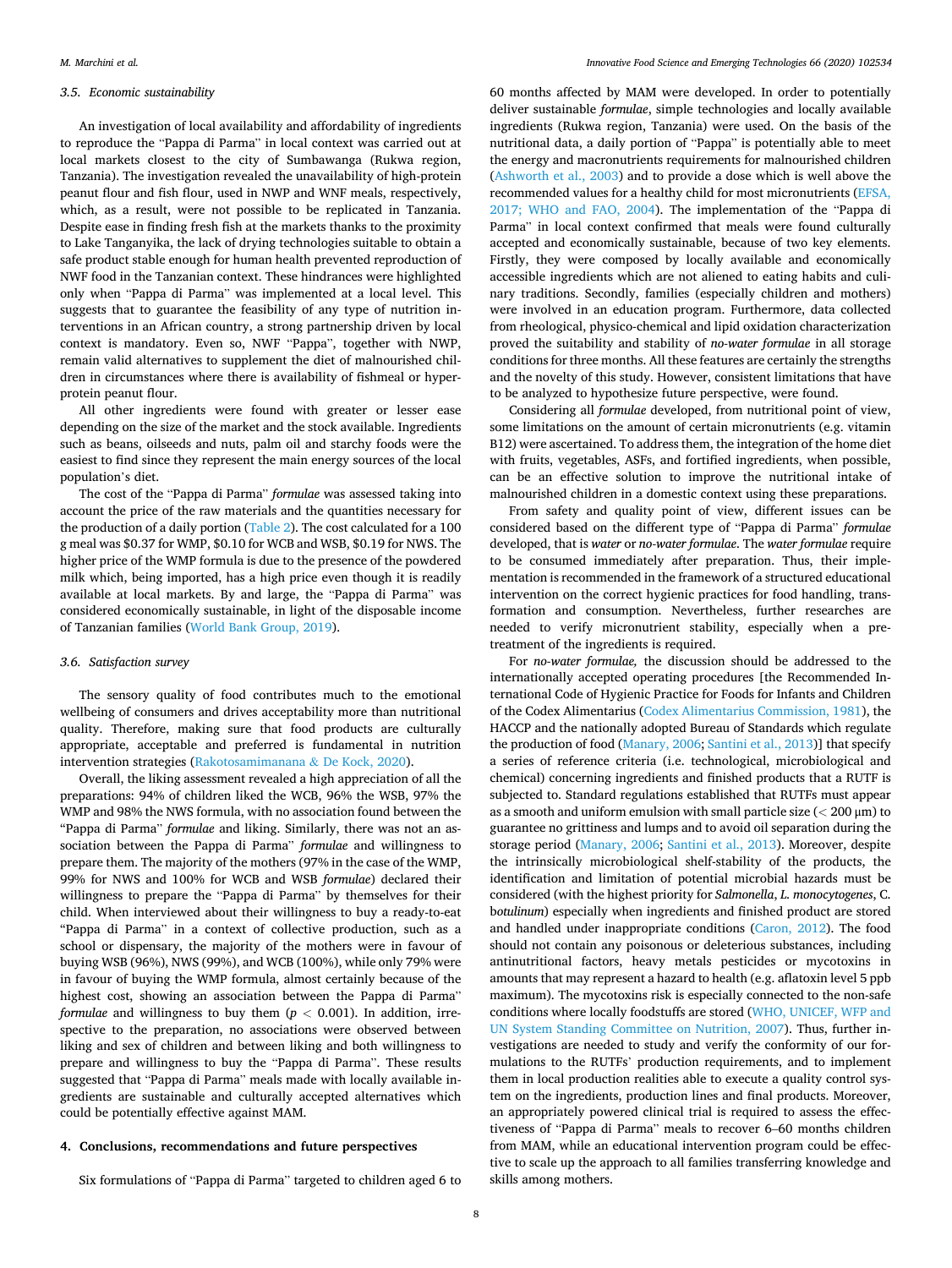### 3.5. Economic sustainability

An investigation of local availability and affordability of ingredients to reproduce the "Pappa di Parma" in local context was carried out at local markets closest to the city of Sumbawanga (Rukwa region, Tanzania). The investigation revealed the unavailability of high-protein peanut flour and fish flour, used in NWP and WNF meals, respectively, which, as a result, were not possible to be replicated in Tanzania. Despite ease in finding fresh fish at the markets thanks to the proximity to Lake Tanganyika, the lack of drying technologies suitable to obtain a safe product stable enough for human health prevented reproduction of NWF food in the Tanzanian context. These hindrances were highlighted only when "Pappa di Parma" was implemented at a local level. This suggests that to guarantee the feasibility of any type of nutrition interventions in an African country, a strong partnership driven by local context is mandatory. Even so, NWF "Pappa", together with NWP, remain valid alternatives to supplement the diet of malnourished children in circumstances where there is availability of fishmeal or hyperprotein peanut flour.

All other ingredients were found with greater or lesser ease depending on the size of the market and the stock available. Ingredients such as beans, oilseeds and nuts, palm oil and starchy foods were the easiest to find since they represent the main energy sources of the local population's diet.

The cost of the "Pappa di Parma" *formulae* was assessed taking into account the price of the raw materials and the quantities necessary for the production of a daily portion (Table 2). The cost calculated for a 100 g meal was \$0.37 for WMP, \$0.10 for WCB and WSB, \$0.19 for NWS. The higher price of the WMP formula is due to the presence of the powdered milk which, being imported, has a high price even though it is readily available at local markets. By and large, the "Pappa di Parma" was considered economically sustainable, in light of the disposable income of Tanzanian families (World Bank Group, 2019).

### 3.6. Satisfaction survey

The sensory quality of food contributes much to the emotional wellbeing of consumers and drives acceptability more than nutritional quality. Therefore, making sure that food products are culturally appropriate, acceptable and preferred is fundamental in nutrition intervention strategies (Rakotosamimanana & De Kock, 2020).

Overall, the liking assessment revealed a high appreciation of all the preparations: 94% of children liked the WCB, 96% the WSB, 97% the WMP and 98% the NWS formula, with no association found between the "Pappa di Parma" *formulae* and liking. Similarly, there was not an association between the Pappa di Parma" *formulae* and willingness to prepare them. The majority of the mothers (97% in the case of the WMP, 99% for NWS and 100% for WCB and WSB *formulae*) declared their willingness to prepare the "Pappa di Parma" by themselves for their child. When interviewed about their willingness to buy a ready-to-eat "Pappa di Parma" in a context of collective production, such as a school or dispensary, the majority of the mothers were in favour of buying WSB (96%), NWS (99%), and WCB (100%), while only 79% were in favour of buying the WMP formula, almost certainly because of the highest cost, showing an association between the Pappa di Parma" *formulae* and willingness to buy them ($p < 0.001$). In addition, irrespective to the preparation, no associations were observed between liking and sex of children and between liking and both willingness to prepare and willingness to buy the "Pappa di Parma". These results suggested that "Pappa di Parma" meals made with locally available ingredients are sustainable and culturally accepted alternatives which could be potentially effective against MAM.

## 4. Conclusions, recommendations and future perspectives

Six formulations of "Pappa di Parma" targeted to children aged 6 to 60 months affected by MAM were developed. In order to potentially deliver sustainable *formulae*, simple technologies and locally available ingredients (Rukwa region, Tanzania) were used. On the basis of the nutritional data, a daily portion of "Pappa" is potentially able to meet the energy and macronutrients requirements for malnourished children (Ashworth et al., 2003) and to provide a dose which is well above the recommended values for a healthy child for most micronutrients (EFSA, 2017; WHO and FAO, 2004). The implementation of the "Pappa di Parma" in local context confirmed that meals were found culturally accepted and economically sustainable, because of two key elements. Firstly, they were composed by locally available and economically accessible ingredients which are not aliened to eating habits and culinary traditions. Secondly, families (especially children and mothers) were involved in an education program. Furthermore, data collected from rheological, physico-chemical and lipid oxidation characterization proved the suitability and stability of *no-water formulae* in all storage conditions for three months. All these features are certainly the strengths and the novelty of this study. However, consistent limitations that have to be analyzed to hypothesize future perspective, were found.

Considering all *formulae* developed, from nutritional point of view, some limitations on the amount of certain micronutrients (e.g. vitamin B12) were ascertained. To address them, the integration of the home diet with fruits, vegetables, ASFs, and fortified ingredients, when possible, can be an effective solution to improve the nutritional intake of malnourished children in a domestic context using these preparations.

From safety and quality point of view, different issues can be considered based on the different type of "Pappa di Parma" *formulae* developed, that is *water* or *no-water formulae*. The *water formulae* require to be consumed immediately after preparation. Thus, their implementation is recommended in the framework of a structured educational intervention on the correct hygienic practices for food handling, transformation and consumption. Nevertheless, further researches are needed to verify micronutrient stability, especially when a pretreatment of the ingredients is required.

For *no-water formulae,* the discussion should be addressed to the internationally accepted operating procedures [the Recommended International Code of Hygienic Practice for Foods for Infants and Children of the Codex Alimentarius (Codex Alimentarius Commission, 1981), the HACCP and the nationally adopted Bureau of Standards which regulate the production of food (Manary, 2006; Santini et al., 2013)] that specify a series of reference criteria (i.e. technological, microbiological and chemical) concerning ingredients and finished products that a RUTF is subjected to. Standard regulations established that RUTFs must appear as a smooth and uniform emulsion with small particle size (< 200 μm) to guarantee no grittiness and lumps and to avoid oil separation during the storage period (Manary, 2006; Santini et al., 2013). Moreover, despite the intrinsically microbiological shelf-stability of the products, the identification and limitation of potential microbial hazards must be considered (with the highest priority for *Salmonella*, *L. monocytogenes*, C. b*otulinum*) especially when ingredients and finished product are stored and handled under inappropriate conditions (Caron, 2012). The food should not contain any poisonous or deleterious substances, including antinutritional factors, heavy metals pesticides or mycotoxins in amounts that may represent a hazard to health (e.g. aflatoxin level 5 ppb maximum). The mycotoxins risk is especially connected to the non-safe conditions where locally foodstuffs are stored (WHO, UNICEF, WFP and UN System Standing Committee on Nutrition, 2007). Thus, further investigations are needed to study and verify the conformity of our formulations to the RUTFs' production requirements, and to implement them in local production realities able to execute a quality control system on the ingredients, production lines and final products. Moreover, an appropriately powered clinical trial is required to assess the effectiveness of "Pappa di Parma" meals to recover 6–60 months children from MAM, while an educational intervention program could be effective to scale up the approach to all families transferring knowledge and skills among mothers.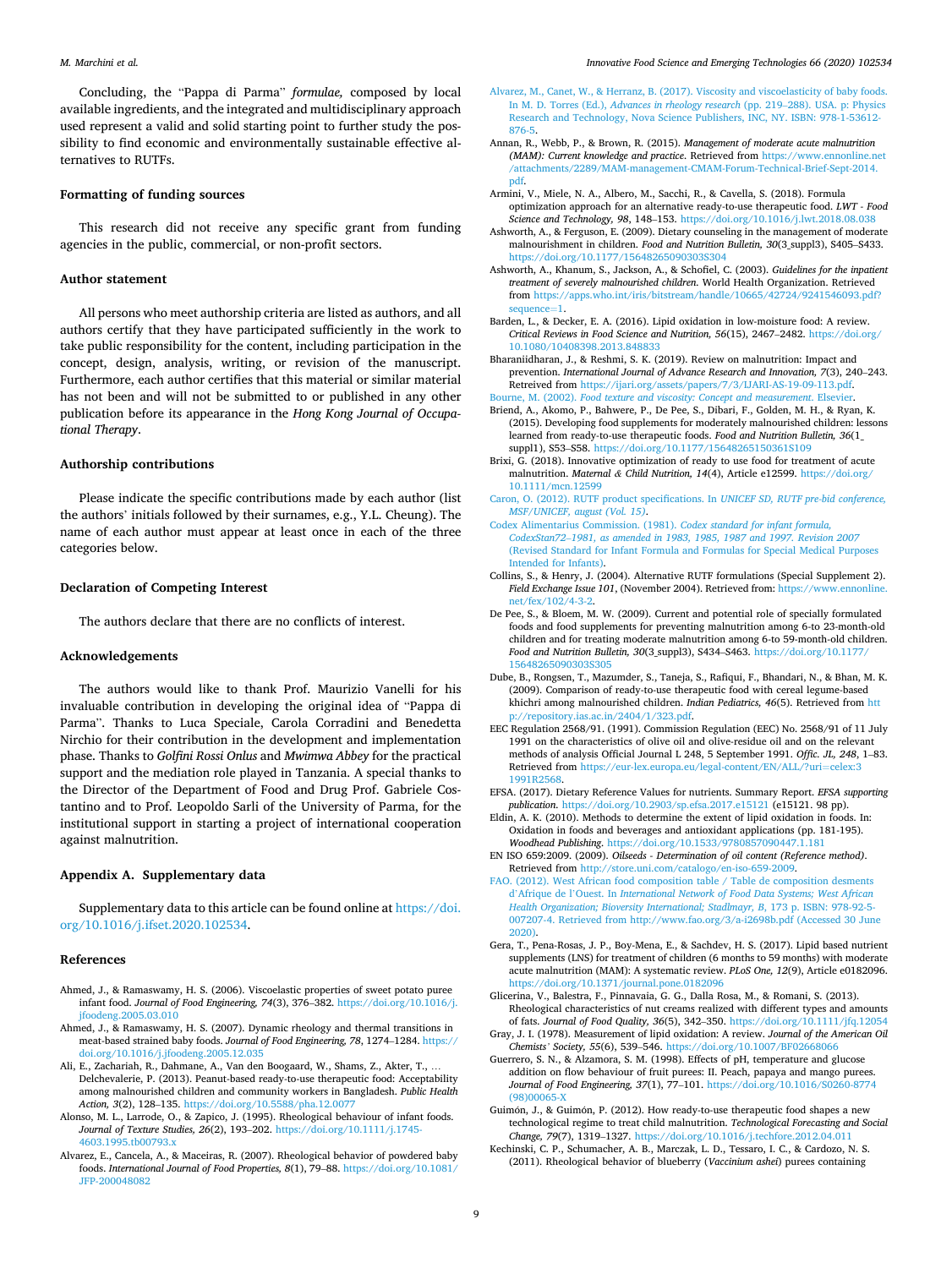Concluding, the "Pappa di Parma" *formulae,* composed by local available ingredients, and the integrated and multidisciplinary approach used represent a valid and solid starting point to further study the possibility to find economic and environmentally sustainable effective alternatives to RUTFs.

### Formatting of funding sources

This research did not receive any specific grant from funding agencies in the public, commercial, or non-profit sectors.

### Author statement

All persons who meet authorship criteria are listed as authors, and all authors certify that they have participated sufficiently in the work to take public responsibility for the content, including participation in the concept, design, analysis, writing, or revision of the manuscript. Furthermore, each author certifies that this material or similar material has not been and will not be submitted to or published in any other publication before its appearance in the *Hong Kong Journal of Occupational Therapy*.

### Authorship contributions

Please indicate the specific contributions made by each author (list the authors' initials followed by their surnames, e.g., Y.L. Cheung). The name of each author must appear at least once in each of the three categories below.

### Declaration of Competing Interest

The authors declare that there are no conflicts of interest.

### Acknowledgements

The authors would like to thank Prof. Maurizio Vanelli for his invaluable contribution in developing the original idea of "Pappa di Parma". Thanks to Luca Speciale, Carola Corradini and Benedetta Nirchio for their contribution in the development and implementation phase. Thanks to *Golfini Rossi Onlus* and *Mwimwa Abbey* for the practical support and the mediation role played in Tanzania. A special thanks to the Director of the Department of Food and Drug Prof. Gabriele Costantino and to Prof. Leopoldo Sarli of the University of Parma, for the institutional support in starting a project of international cooperation against malnutrition.

### Appendix A. Supplementary data

Supplementary data to this article can be found online at https://doi.org/10.1016/j.ifset.2020.102534.

### References

Ahmed, J., & Ramaswamy, H. S. (2006). Viscoelastic properties of sweet potato puree infant food. *Journal of Food Engineering, 74*(3), 376–382. https://doi.org/10.1016/j.jfoodeng.2005.03.010

Ahmed, J., & Ramaswamy, H. S. (2007). Dynamic rheology and thermal transitions in meat-based strained baby foods. *Journal of Food Engineering, 78*, 1274–1284. https://doi.org/10.1016/j.jfoodeng.2005.12.035

Ali, E., Zachariah, R., Dahmane, A., Van den Boogaard, W., Shams, Z., Akter, T., … Delchevalerie, P. (2013). Peanut-based ready-to-use therapeutic food: Acceptability among malnourished children and community workers in Bangladesh. *Public Health Action, 3*(2), 128–135. https://doi.org/10.5588/pha.12.0077

Alonso, M. L., Larrode, O., & Zapico, J. (1995). Rheological behaviour of infant foods. *Journal of Texture Studies, 26*(2), 193–202. https://doi.org/10.1111/j.1745-4603.1995.tb00793.x

Alvarez, E., Cancela, A., & Maceiras, R. (2007). Rheological behavior of powdered baby foods. *International Journal of Food Properties, 8*(1), 79–88. https://doi.org/10.1081/JFP-200048082

Alvarez, M., Canet, W., & Herranz, B. (2017). Viscosity and viscoelasticity of baby foods. In M. D. Torres (Ed.), *Advances in rheology research* (pp. 219–288). USA. p: Physics Research and Technology, Nova Science Publishers, INC, NY. ISBN: 978-1-53612-876-5.

Annan, R., Webb, P., & Brown, R. (2015). *Management of moderate acute malnutrition (MAM): Current knowledge and practice*. Retrieved from https://www.ennonline.net/attachments/2289/MAM-management-CMAM-Forum-Technical-Brief-Sept-2014.pdf.

Armini, V., Miele, N. A., Albero, M., Sacchi, R., & Cavella, S. (2018). Formula optimization approach for an alternative ready-to-use therapeutic food. *LWT - Food Science and Technology, 98*, 148–153. https://doi.org/10.1016/j.lwt.2018.08.038

Ashworth, A., & Ferguson, E. (2009). Dietary counseling in the management of moderate malnourishment in children. *Food and Nutrition Bulletin, 30*(3_suppl3), S405–S433. https://doi.org/10.1177/15648265090303S304

Ashworth, A., Khanum, S., Jackson, A., & Schofiel, C. (2003). *Guidelines for the inpatient treatment of severely malnourished children.* World Health Organization. Retrieved from https://apps.who.int/iris/bitstream/handle/10665/42724/9241546093.pdf?sequence=1.

Barden, L., & Decker, E. A. (2016). Lipid oxidation in low-moisture food: A review. *Critical Reviews in Food Science and Nutrition, 56*(15), 2467–2482. https://doi.org/10.1080/10408398.2013.848833

Bharaniidharan, J., & Reshmi, S. K. (2019). Review on malnutrition: Impact and prevention. *International Journal of Advance Research and Innovation, 7*(3), 240–243. Retrieved from https://ijari.org/assets/papers/7/3/IJARI-AS-19-09-113.pdf.

Bourne, M. (2002). *Food texture and viscosity: Concept and measurement.* Elsevier.

Briend, A., Akomo, P., Bahwere, P., De Pee, S., Dibari, F., Golden, M. H., & Ryan, K. (2015). Developing food supplements for moderately malnourished children: lessons learned from ready-to-use therapeutic foods. *Food and Nutrition Bulletin, 36*(1_suppl1), S53–S58. https://doi.org/10.1177/15648265150361S109

Brixi, G. (2018). Innovative optimization of ready to use food for treatment of acute malnutrition. *Maternal & Child Nutrition, 14*(4), Article e12599. https://doi.org/10.1111/mcn.12599

Caron, O. (2012). RUTF product specifications. In *UNICEF SD, RUTF pre-bid conference, MSF/UNICEF, august (Vol. 15)*.

Codex Alimentarius Commission. (1981). *Codex standard for infant formula, CodexStan72–1981, as amended in 1983, 1985, 1987 and 1997. Revision 2007 (Revised Standard for Infant Formula and Formulas for Special Medical Purposes Intended for Infants)*.

Collins, S., & Henry, J. (2004). Alternative RUTF formulations (Special Supplement 2). *Field Exchange Issue 101*, (November 2004). Retrieved from: https://www.ennonline.net/fex/102/4-3-2.

De Pee, S., & Bloem, M. W. (2009). Current and potential role of specially formulated foods and food supplements for preventing malnutrition among 6-to 23-month-old children and for treating moderate malnutrition among 6-to 59-month-old children. *Food and Nutrition Bulletin, 30*(3_suppl3), S434–S463. https://doi.org/10.1177/15648265090303S305

Dube, B., Rongsen, T., Mazumder, S., Taneja, S., Rafiqui, F., Bhandari, N., & Bhan, M. K. (2009). Comparison of ready-to-use therapeutic food with cereal legume-based khichri among malnourished children. *Indian Pediatrics, 46*(5). Retrieved from http://repository.ias.ac.in/2404/1/323.pdf.

EEC Regulation 2568/91. (1991). Commission Regulation (EEC) No. 2568/91 of 11 July 1991 on the characteristics of olive oil and olive-residue oil and on the relevant methods of analysis Official Journal L 248, 5 September 1991. *Offic. JL, 248*, 1–83. Retrieved from https://eur-lex.europa.eu/legal-content/EN/ALL/?uri=celex:31991R2568.

EFSA. (2017). Dietary Reference Values for nutrients. Summary Report. *EFSA supporting publication*. https://doi.org/10.2903/sp.efsa.2017.e15121 (e15121. 98 pp).

Eldin, A. K. (2010). Methods to determine the extent of lipid oxidation in foods. In: Oxidation in foods and beverages and antioxidant applications (pp. 181-195). *Woodhead Publishing*. https://doi.org/10.1533/9780857090447.1.181

EN ISO 659:2009. (2009). *Oilseeds - Determination of oil content (Reference method)*. Retrieved from http://store.uni.com/catalogo/en-iso-659-2009.

FAO. (2012). West African food composition table / Table de composition desments d'Afrique de l'Ouest. In *International Network of Food Data Systems; West African Health Organization; Bioversity International; Stadlmayr, B*, 173 p. ISBN: 978-92-5-007207-4. Retrieved from http://www.fao.org/3/a-i2698b.pdf (Accessed 30 June 2020).

Gera, T., Pena-Rosas, J. P., Boy-Mena, E., & Sachdev, H. S. (2017). Lipid based nutrient supplements (LNS) for treatment of children (6 months to 59 months) with moderate acute malnutrition (MAM): A systematic review. *PLoS One, 12*(9), Article e0182096. https://doi.org/10.1371/journal.pone.0182096

Glicerina, V., Balestra, F., Pinnavaia, G. G., Dalla Rosa, M., & Romani, S. (2013). Rheological characteristics of nut creams realized with different types and amounts of fats. *Journal of Food Quality, 36*(5), 342–350. https://doi.org/10.1111/jfq.12054

Gray, J. I. (1978). Measurement of lipid oxidation: A review. *Journal of the American Oil Chemists' Society, 55*(6), 539–546. https://doi.org/10.1007/BF02668066

Guerrero, S. N., & Alzamora, S. M. (1998). Effects of pH, temperature and glucose addition on flow behaviour of fruit purees: II. Peach, papaya and mango purees. *Journal of Food Engineering, 37*(1), 77–101. https://doi.org/10.1016/S0260-8774(98)00065-X

Guimón, J., & Guimón, P. (2012). How ready-to-use therapeutic food shapes a new technological regime to treat child malnutrition. *Technological Forecasting and Social Change, 79*(7), 1319–1327. https://doi.org/10.1016/j.techfore.2012.04.011

Kechinski, C. P., Schumacher, A. B., Marczak, L. D., Tessaro, I. C., & Cardozo, N. S. (2011). Rheological behavior of blueberry (*Vaccinium ashei*) purees containing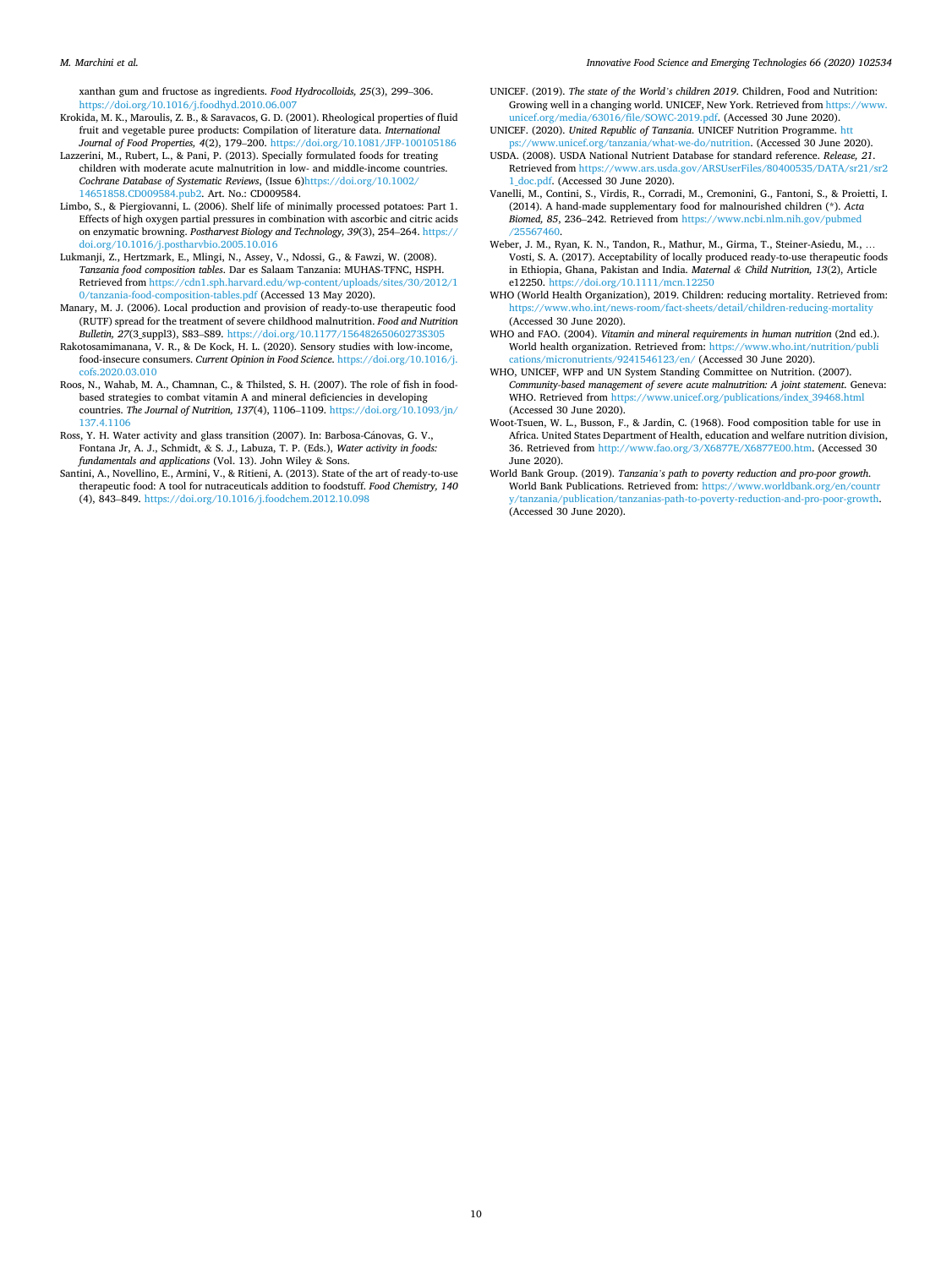xanthan gum and fructose as ingredients. *Food Hydrocolloids, 25*(3), 299–306. https://doi.org/10.1016/j.foodhyd.2010.06.007

Krokida, M. K., Maroulis, Z. B., & Saravacos, G. D. (2001). Rheological properties of fluid fruit and vegetable puree products: Compilation of literature data. *International Journal of Food Properties, 4*(2), 179–200. https://doi.org/10.1081/JFP-100105186

Lazzerini, M., Rubert, L., & Pani, P. (2013). Specially formulated foods for treating children with moderate acute malnutrition in low- and middle-income countries. *Cochrane Database of Systematic Reviews*, (Issue 6)https://doi.org/10.1002/14651858.CD009584.pub2. Art. No.: CD009584.

Limbo, S., & Piergiovanni, L. (2006). Shelf life of minimally processed potatoes: Part 1. Effects of high oxygen partial pressures in combination with ascorbic and citric acids on enzymatic browning. *Postharvest Biology and Technology, 39*(3), 254–264. https://doi.org/10.1016/j.postharvbio.2005.10.016

Lukmanji, Z., Hertzmark, E., Mlingi, N., Assey, V., Ndossi, G., & Fawzi, W. (2008). *Tanzania food composition tables*. Dar es Salaam Tanzania: MUHAS-TFNC, HSPH. Retrieved from https://cdn1.sph.harvard.edu/wp-content/uploads/sites/30/2012/10/tanzania-food-composition-tables.pdf (Accessed 13 May 2020).

Manary, M. J. (2006). Local production and provision of ready-to-use therapeutic food (RUTF) spread for the treatment of severe childhood malnutrition. *Food and Nutrition Bulletin, 27*(3_suppl3), S83–S89. https://doi.org/10.1177/15648265060273S305

Rakotosamimanana, V. R., & De Kock, H. L. (2020). Sensory studies with low-income, food-insecure consumers. *Current Opinion in Food Science*. https://doi.org/10.1016/j.cofs.2020.03.010

Roos, N., Wahab, M. A., Chamnan, C., & Thilsted, S. H. (2007). The role of fish in food-based strategies to combat vitamin A and mineral deficiencies in developing countries. *The Journal of Nutrition, 137*(4), 1106–1109. https://doi.org/10.1093/jn/137.4.1106

Ross, Y. H. Water activity and glass transition (2007). In: Barbosa-Cánovas, G. V., Fontana Jr, A. J., Schmidt, & S. J., Labuza, T. P. (Eds.), *Water activity in foods: fundamentals and applications* (Vol. 13). John Wiley & Sons.

Santini, A., Novellino, E., Armini, V., & Ritieni, A. (2013). State of the art of ready-to-use therapeutic food: A tool for nutraceuticals addition to foodstuff. *Food Chemistry, 140* (4), 843–849. https://doi.org/10.1016/j.foodchem.2012.10.098

UNICEF. (2019). *The state of the World's children 2019*. Children, Food and Nutrition: Growing well in a changing world. UNICEF, New York. Retrieved from https://www.unicef.org/media/63016/file/SOWC-2019.pdf. (Accessed 30 June 2020).

UNICEF. (2020). *United Republic of Tanzania*. UNICEF Nutrition Programme. https://www.unicef.org/tanzania/what-we-do/nutrition. (Accessed 30 June 2020).

USDA. (2008). USDA National Nutrient Database for standard reference. *Release, 21*. Retrieved from https://www.ars.usda.gov/ARSUserFiles/80400535/DATA/sr21/sr21_doc.pdf. (Accessed 30 June 2020).

Vanelli, M., Contini, S., Virdis, R., Corradi, M., Cremonini, G., Fantoni, S., & Proietti, I. (2014). A hand-made supplementary food for malnourished children (*). *Acta Biomed, 85*, 236–242. Retrieved from https://www.ncbi.nlm.nih.gov/pubmed/25567460.

Weber, J. M., Ryan, K. N., Tandon, R., Mathur, M., Girma, T., Steiner-Asiedu, M., … Vosti, S. A. (2017). Acceptability of locally produced ready-to-use therapeutic foods in Ethiopia, Ghana, Pakistan and India. *Maternal & Child Nutrition, 13*(2), Article e12250. https://doi.org/10.1111/mcn.12250

WHO (World Health Organization), 2019. Children: reducing mortality. Retrieved from: https://www.who.int/news-room/fact-sheets/detail/children-reducing-mortality (Accessed 30 June 2020).

WHO and FAO. (2004). *Vitamin and mineral requirements in human nutrition* (2nd ed.). World health organization. Retrieved from: https://www.who.int/nutrition/publications/micronutrients/9241546123/en/ (Accessed 30 June 2020).

WHO, UNICEF, WFP and UN System Standing Committee on Nutrition. (2007). *Community-based management of severe acute malnutrition: A joint statement.* Geneva: WHO. Retrieved from https://www.unicef.org/publications/index_39468.html (Accessed 30 June 2020).

Woot-Tsuen, W. L., Busson, F., & Jardin, C. (1968). Food composition table for use in Africa. United States Department of Health, education and welfare nutrition division, 36. Retrieved from http://www.fao.org/3/X6877E/X6877E00.htm. (Accessed 30 June 2020).

World Bank Group. (2019). *Tanzania's path to poverty reduction and pro-poor growth.* World Bank Publications. Retrieved from: https://www.worldbank.org/en/country/tanzania/publication/tanzanias-path-to-poverty-reduction-and-pro-poor-growth. (Accessed 30 June 2020).